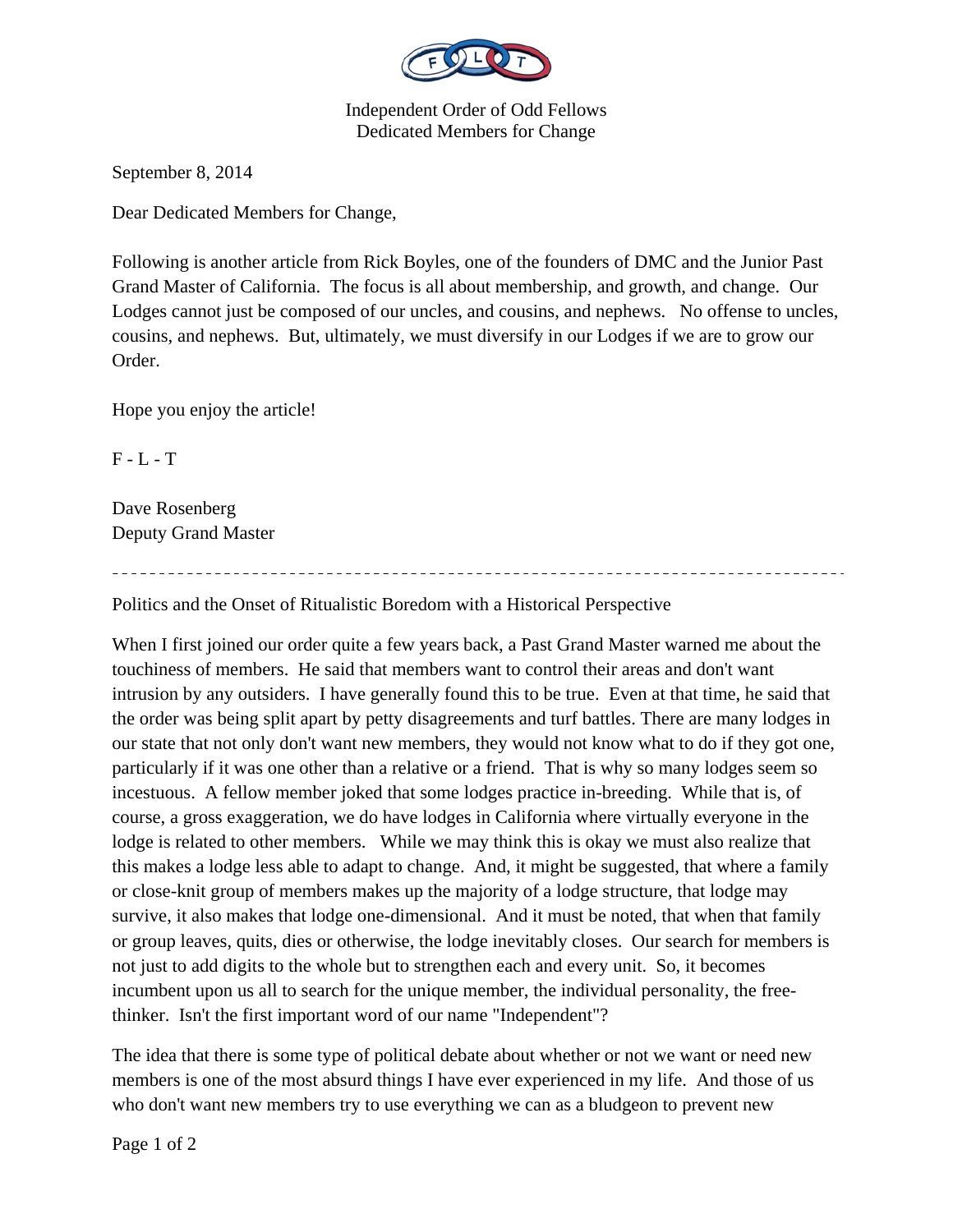Independent Order of Odd Fellows
Dedicated Members for Change

September 8, 2014

Dear Dedicated Members for Change,

Following is another article from Rick Boyles, one of the founders of DMC and the Junior Past Grand Master of California. The focus is all about membership, and growth, and change. Our Lodges cannot just be composed of our uncles, and cousins, and nephews. No offense to uncles, cousins, and nephews. But, ultimately, we must diversify in our Lodges if we are to grow our Order.

Hope you enjoy the article!

F - L - T

Dave Rosenberg
Deputy Grand Master

---

Politics and the Onset of Ritualistic Boredom with a Historical Perspective

When I first joined our order quite a few years back, a Past Grand Master warned me about the touchiness of members. He said that members want to control their areas and don't want intrusion by any outsiders. I have generally found this to be true. Even at that time, he said that the order was being split apart by petty disagreements and turf battles. There are many lodges in our state that not only don't want new members, they would not know what to do if they got one, particularly if it was one other than a relative or a friend. That is why so many lodges seem so incestuous. A fellow member joked that some lodges practice in-breeding. While that is, of course, a gross exaggeration, we do have lodges in California where virtually everyone in the lodge is related to other members. While we may think this is okay we must also realize that this makes a lodge less able to adapt to change. And, it might be suggested, that where a family or close-knit group of members makes up the majority of a lodge structure, that lodge may survive, it also makes that lodge one-dimensional. And it must be noted, that when that family or group leaves, quits, dies or otherwise, the lodge inevitably closes. Our search for members is not just to add digits to the whole but to strengthen each and every unit. So, it becomes incumbent upon us all to search for the unique member, the individual personality, the free-thinker. Isn't the first important word of our name "Independent"?

The idea that there is some type of political debate about whether or not we want or need new members is one of the most absurd things I have ever experienced in my life. And those of us who don't want new members try to use everything we can as a bludgeon to prevent new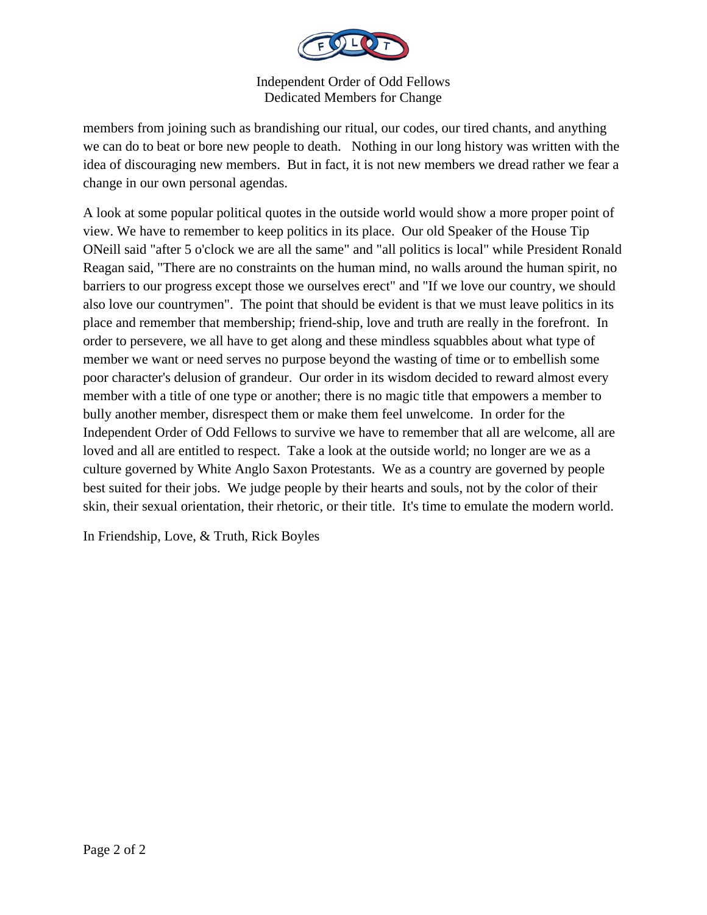members from joining such as brandishing our ritual, our codes, our tired chants, and anything we can do to beat or bore new people to death. Nothing in our long history was written with the idea of discouraging new members. But in fact, it is not new members we dread rather we fear a change in our own personal agendas.

A look at some popular political quotes in the outside world would show a more proper point of view. We have to remember to keep politics in its place. Our old Speaker of the House Tip ONeill said "after 5 o'clock we are all the same" and "all politics is local" while President Ronald Reagan said, "There are no constraints on the human mind, no walls around the human spirit, no barriers to our progress except those we ourselves erect" and "If we love our country, we should also love our countrymen". The point that should be evident is that we must leave politics in its place and remember that membership; friend-ship, love and truth are really in the forefront. In order to persevere, we all have to get along and these mindless squabbles about what type of member we want or need serves no purpose beyond the wasting of time or to embellish some poor character's delusion of grandeur. Our order in its wisdom decided to reward almost every member with a title of one type or another; there is no magic title that empowers a member to bully another member, disrespect them or make them feel unwelcome. In order for the Independent Order of Odd Fellows to survive we have to remember that all are welcome, all are loved and all are entitled to respect. Take a look at the outside world; no longer are we as a culture governed by White Anglo Saxon Protestants. We as a country are governed by people best suited for their jobs. We judge people by their hearts and souls, not by the color of their skin, their sexual orientation, their rhetoric, or their title. It's time to emulate the modern world.

In Friendship, Love, & Truth, Rick Boyles